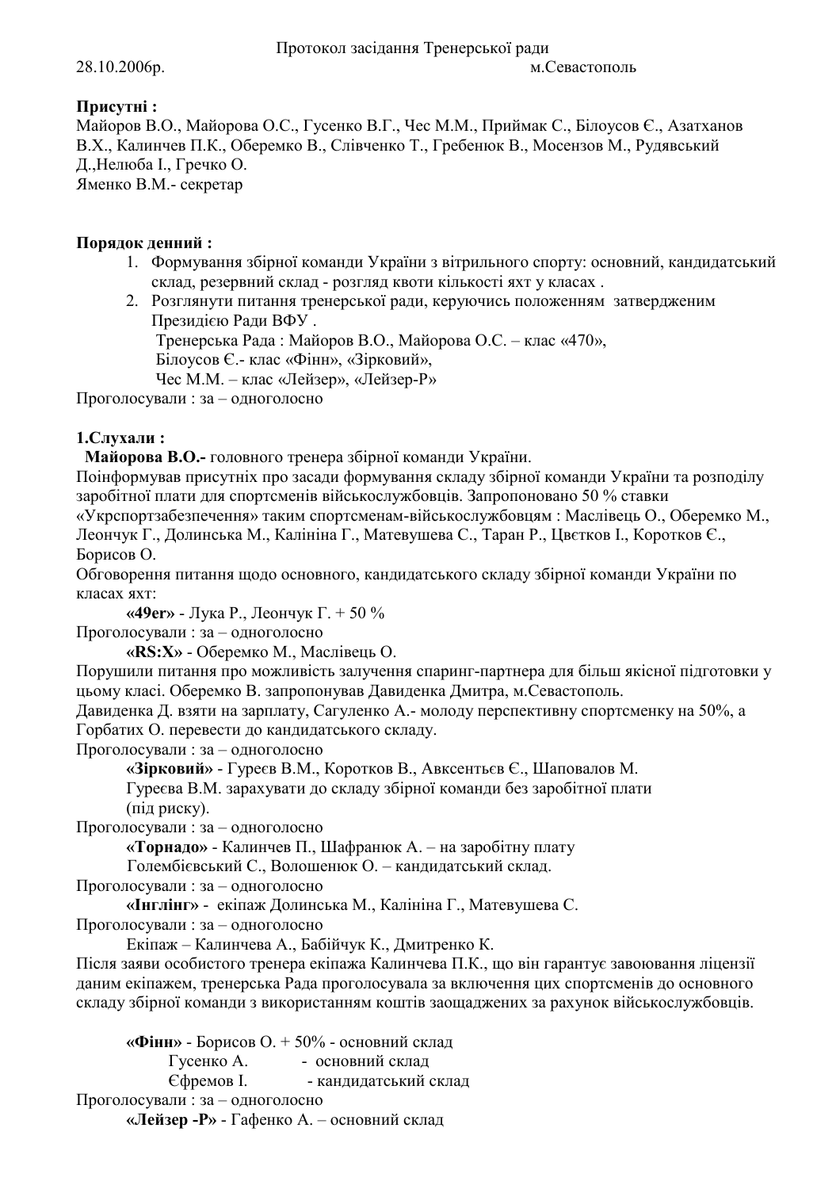Протокол засідання Тренерської ради

28.10.2006р. м.Севастополь

**Присутні :**
Майоров В.О., Майорова О.С., Гусенко В.Г., Чес М.М., Приймак С., Білоусов Є., Азатханов В.Х., Калинчев П.К., Оберемко В., Слівченко Т., Гребенюк В., Мосензов М., Рудявський Д.,Нелюба І., Гречко О.
Яменко В.М.- секретар

**Порядок денний :**

1. Формування збірної команди України з вітрильного спорту: основний, кандидатський склад, резервний склад - розгляд квоти кількості яхт у класах .
2. Розглянути питання тренерської ради, керуючись положенням затвердженим Президією Ради ВФУ .
   Тренерська Рада : Майоров В.О., Майорова О.С. – клас «470»,
   Білоусов Є.- клас «Фінн», «Зірковий»,
   Чес М.М. – клас «Лейзер», «Лейзер-Р»

Проголосували : за – одноголосно

**1.Слухали :**
**Майорова В.О.-** головного тренера збірної команди України.
Поінформував присутніх про засади формування складу збірної команди України та розподілу заробітної плати для спортсменів військовослужбовців. Запропоновано 50 % ставки «Укрспортзабезпечення» таким спортсменам-військовослужбовцям : Маслівець О., Оберемко М., Леончук Г., Долинська М., Калініна Г., Матевушева С., Таран Р., Цвєтков І., Коротков Є., Борисов О.
Обговорення питання щодо основного, кандидатського складу збірної команди України по класах яхт:

**«49er»** - Лука Р., Леончук Г. + 50 %

Проголосували : за – одноголосно

**«RS:X»** - Оберемко М., Маслівець О.

Порушили питання про можливість залучення спаринг-партнера для більш якісної підготовки у цьому класі. Оберемко В. запропонував Давиденка Дмитра, м.Севастополь.
Давиденка Д. взяти на зарплату, Сагуленко А.- молоду перспективну спортсменку на 50%, а Горбатих О. перевести до кандидатського складу.

Проголосували : за – одноголосно

**«Зірковий»** - Гуреєв В.М., Коротков В., Авксентьєв Є., Шаповалов М.
Гуреєва В.М. зарахувати до складу збірної команди без заробітної плати (під риску).

Проголосували : за – одноголосно

**«Торнадо»** - Калинчев П., Шафранюк А. – на заробітну плату
Голембієвський С., Волошенюк О. – кандидатський склад.

Проголосували : за – одноголосно

**«Інглінг»** - екіпаж Долинська М., Калініна Г., Матевушева С.

Проголосували : за – одноголосно

Екіпаж – Калинчева А., Бабійчук К., Дмитренко К.

Після заяви особистого тренера екіпажа Калинчева П.К., що він гарантує завоювання ліцензії даним екіпажем, тренерська Рада проголосувала за включення цих спортсменів до основного складу збірної команди з використанням коштів заощаджених за рахунок військовослужбовців.

**«Фінн»** - Борисов О. + 50% - основний склад
Гусенко А. - основний склад
Єфремов І. - кандидатський склад

Проголосували : за – одноголосно

**«Лейзер -Р»** - Гафенко А. – основний склад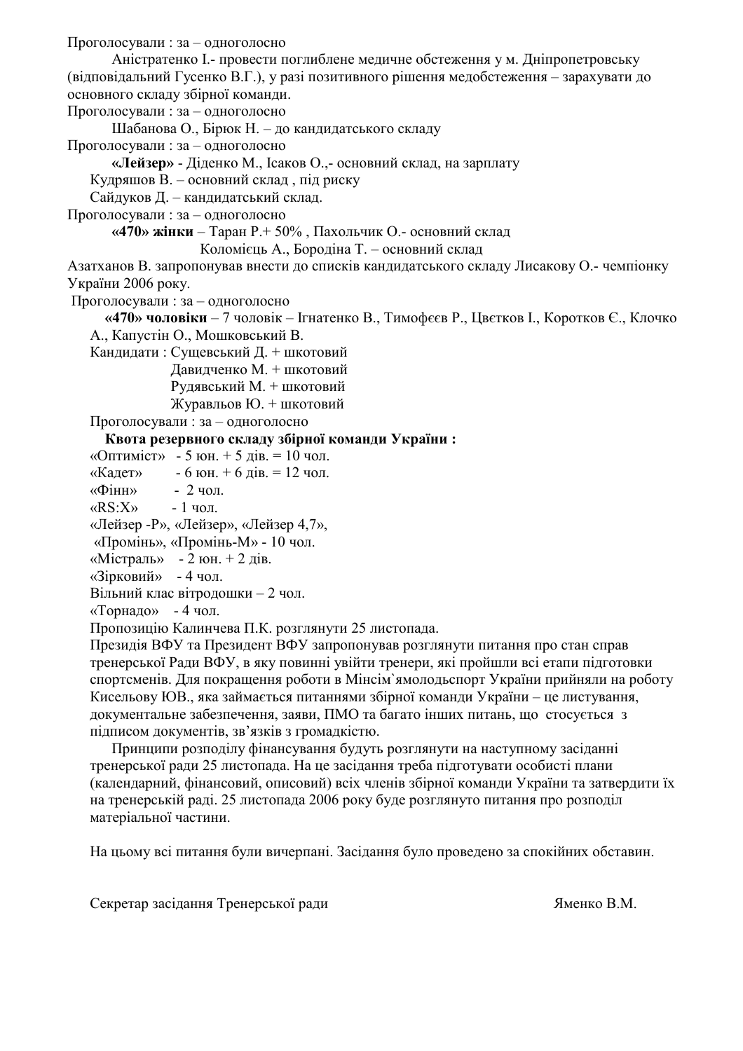Проголосували : за – одноголосно

Аністратенко І.- провести поглиблене медичне обстеження у м. Дніпропетровську (відповідальний Гусенко В.Г.), у разі позитивного рішення медобстеження – зарахувати до основного складу збірної команди.

Проголосували : за – одноголосно

Шабанова О., Бірюк Н. – до кандидатського складу

Проголосували : за – одноголосно

**«Лейзер»** - Діденко М., Ісаков О.,- основний склад, на зарплату

Кудряшов В. – основний склад , під риску

Сайдуков Д. – кандидатський склад.

Проголосували : за – одноголосно

**«470» жінки** – Таран Р.+ 50% , Пахольчик О.- основний склад

Коломієць А., Бородіна Т. – основний склад

Азатханов В. запропонував внести до списків кандидатського складу Лисакову О.- чемпіонку України 2006 року.

Проголосували : за – одноголосно

**«470» чоловіки** – 7 чоловік – Ігнатенко В., Тимофєєв Р., Цвєтков І., Коротков Є., Клочко А., Капустін О., Мошковський В.

Кандидати : Сущевський Д. + шкотовий

Давидченко М. + шкотовий

Рудявський М. + шкотовий

Журавльов Ю. + шкотовий

Проголосували : за – одноголосно

**Квота резервного складу збірної команди України :**

«Оптиміст» - 5 юн. + 5 дів. = 10 чол.

«Кадет» - 6 юн. + 6 дів. = 12 чол.

«Фінн» - 2 чол.

«RS:X» - 1 чол.

«Лейзер -Р», «Лейзер», «Лейзер 4,7»,

«Промінь», «Промінь-М» - 10 чол.

«Містраль» - 2 юн. + 2 дів.

«Зірковий» - 4 чол.

Вільний клас вітродошки – 2 чол.

«Торнадо» - 4 чол.

Пропозицію Калинчева П.К. розглянути 25 листопада.

Президія ВФУ та Президент ВФУ запропонував розглянути питання про стан справ тренерської Ради ВФУ, в яку повинні увійти тренери, які пройшли всі етапи підготовки спортсменів. Для покращення роботи в Мінсім`ямолодьспорт України прийняли на роботу Кисельову ЮВ., яка займається питаннями збірної команди України – це листування, документальне забезпечення, заяви, ПМО та багато інших питань, що стосується з підписом документів, зв'язків з громадкістю.

Принципи розподілу фінансування будуть розглянути на наступному засіданні тренерської ради 25 листопада. На це засідання треба підготувати особисті плани (календарний, фінансовий, описовий) всіх членів збірної команди України та затвердити їх на тренерській раді. 25 листопада 2006 року буде розглянуто питання про розподіл матеріальної частини.

На цьому всі питання були вичерпані. Засідання було проведено за спокійних обставин.

Секретар засідання Тренерської ради Яменко В.М.